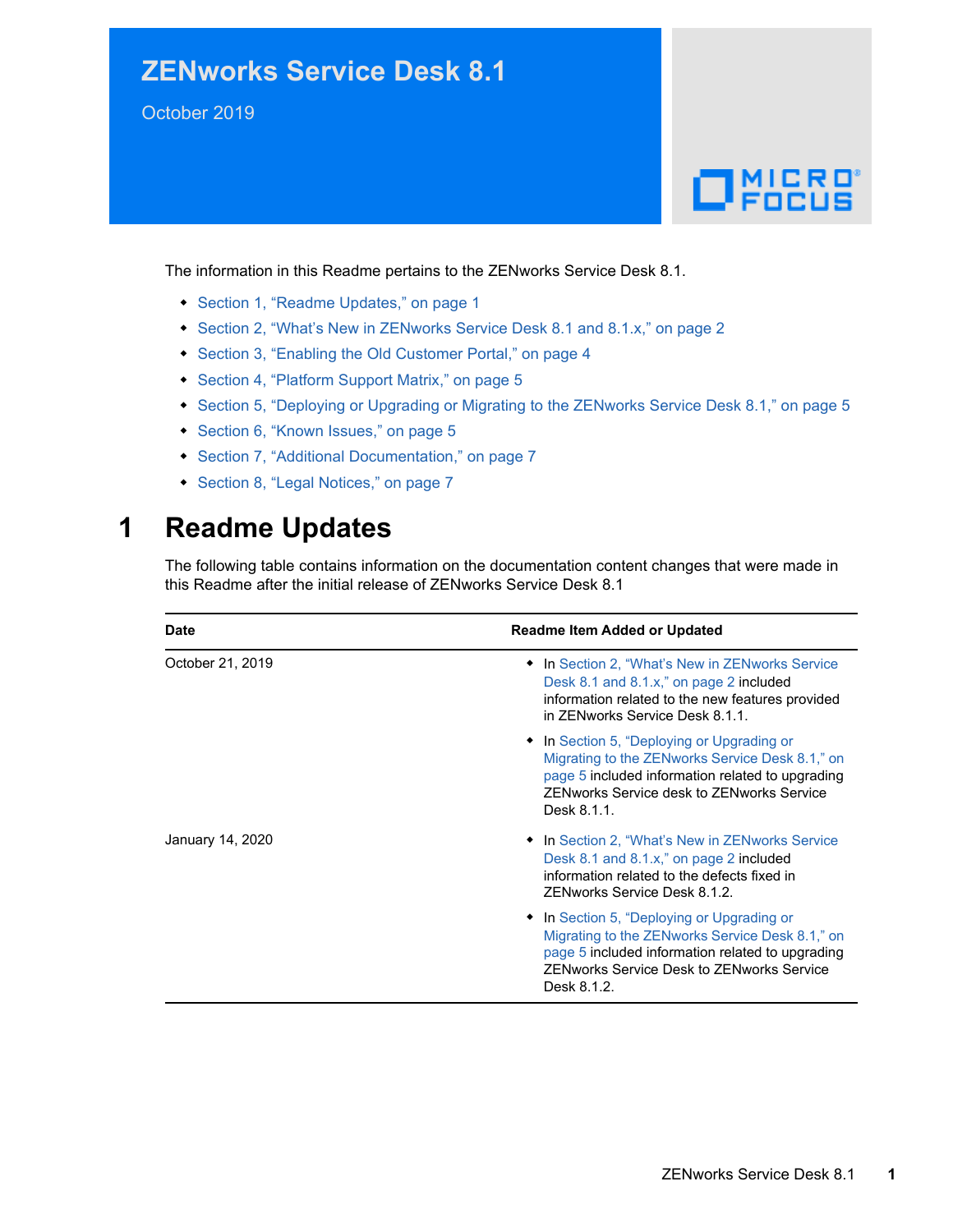# ZENworks Service Desk 8.1

October 2019

The information in this Readme pertains to the ZENworks Service Desk 8.1.

- Section 1, "Readme Updates," on page 1
- Section 2, "What's New in ZENworks Service Desk 8.1 and 8.1.x," on page 2
- Section 3, "Enabling the Old Customer Portal," on page 4
- Section 4, "Platform Support Matrix," on page 5
- Section 5, "Deploying or Upgrading or Migrating to the ZENworks Service Desk 8.1," on page 5
- Section 6, "Known Issues," on page 5
- Section 7, "Additional Documentation," on page 7
- Section 8, "Legal Notices," on page 7

## 1 Readme Updates

The following table contains information on the documentation content changes that were made in this Readme after the initial release of ZENworks Service Desk 8.1

| Date | Readme Item Added or Updated |
|---|---|
| October 21, 2019 | • In Section 2, "What's New in ZENworks Service Desk 8.1 and 8.1.x," on page 2 included information related to the new features provided in ZENworks Service Desk 8.1.1.<br>• In Section 5, "Deploying or Upgrading or Migrating to the ZENworks Service Desk 8.1," on page 5 included information related to upgrading ZENworks Service desk to ZENworks Service Desk 8.1.1. |
| January 14, 2020 | • In Section 2, "What's New in ZENworks Service Desk 8.1 and 8.1.x," on page 2 included information related to the defects fixed in ZENworks Service Desk 8.1.2.<br>• In Section 5, "Deploying or Upgrading or Migrating to the ZENworks Service Desk 8.1," on page 5 included information related to upgrading ZENworks Service Desk to ZENworks Service Desk 8.1.2. |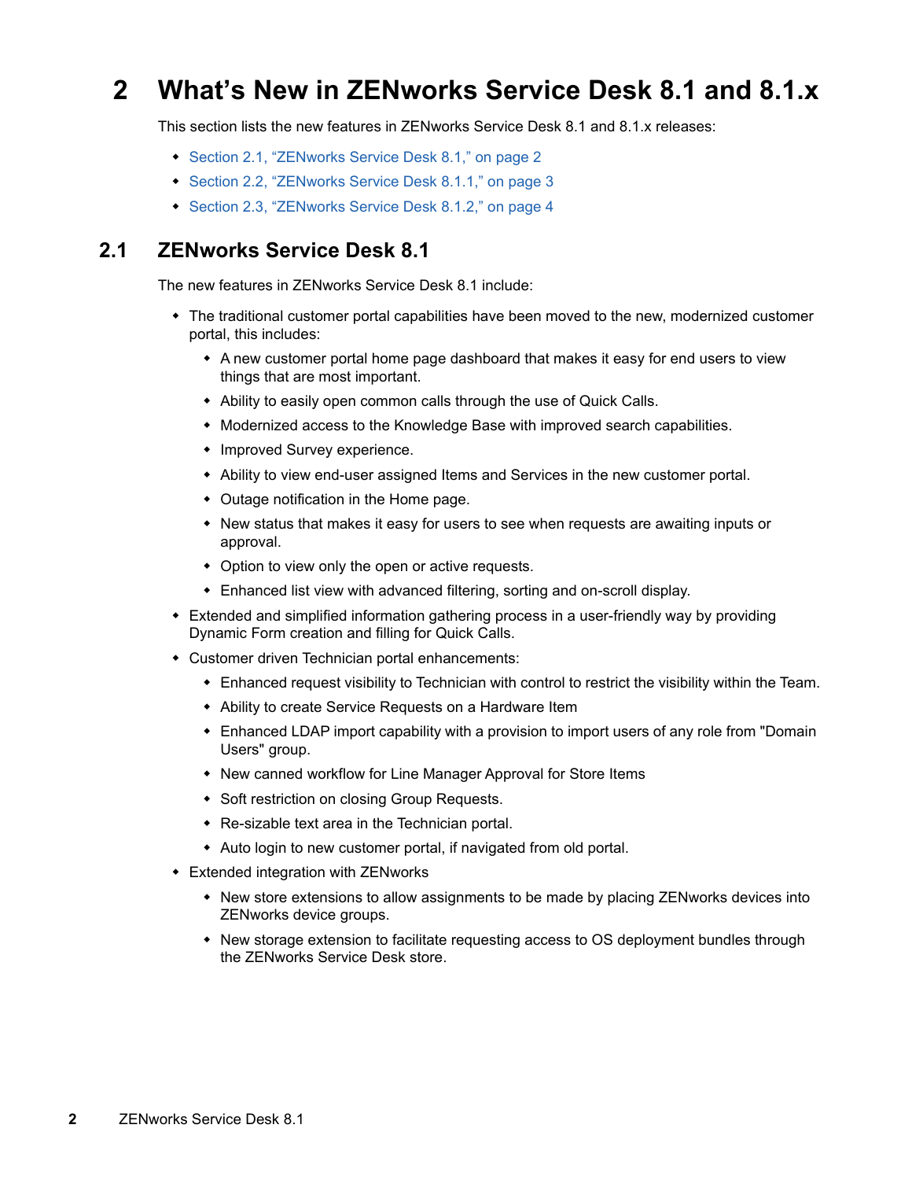# 2 What's New in ZENworks Service Desk 8.1 and 8.1.x

This section lists the new features in ZENworks Service Desk 8.1 and 8.1.x releases:

- Section 2.1, "ZENworks Service Desk 8.1," on page 2
- Section 2.2, "ZENworks Service Desk 8.1.1," on page 3
- Section 2.3, "ZENworks Service Desk 8.1.2," on page 4

## 2.1 ZENworks Service Desk 8.1

The new features in ZENworks Service Desk 8.1 include:

- The traditional customer portal capabilities have been moved to the new, modernized customer portal, this includes:
  - A new customer portal home page dashboard that makes it easy for end users to view things that are most important.
  - Ability to easily open common calls through the use of Quick Calls.
  - Modernized access to the Knowledge Base with improved search capabilities.
  - Improved Survey experience.
  - Ability to view end-user assigned Items and Services in the new customer portal.
  - Outage notification in the Home page.
  - New status that makes it easy for users to see when requests are awaiting inputs or approval.
  - Option to view only the open or active requests.
  - Enhanced list view with advanced filtering, sorting and on-scroll display.
- Extended and simplified information gathering process in a user-friendly way by providing Dynamic Form creation and filling for Quick Calls.
- Customer driven Technician portal enhancements:
  - Enhanced request visibility to Technician with control to restrict the visibility within the Team.
  - Ability to create Service Requests on a Hardware Item
  - Enhanced LDAP import capability with a provision to import users of any role from "Domain Users" group.
  - New canned workflow for Line Manager Approval for Store Items
  - Soft restriction on closing Group Requests.
  - Re-sizable text area in the Technician portal.
  - Auto login to new customer portal, if navigated from old portal.
- Extended integration with ZENworks
  - New store extensions to allow assignments to be made by placing ZENworks devices into ZENworks device groups.
  - New storage extension to facilitate requesting access to OS deployment bundles through the ZENworks Service Desk store.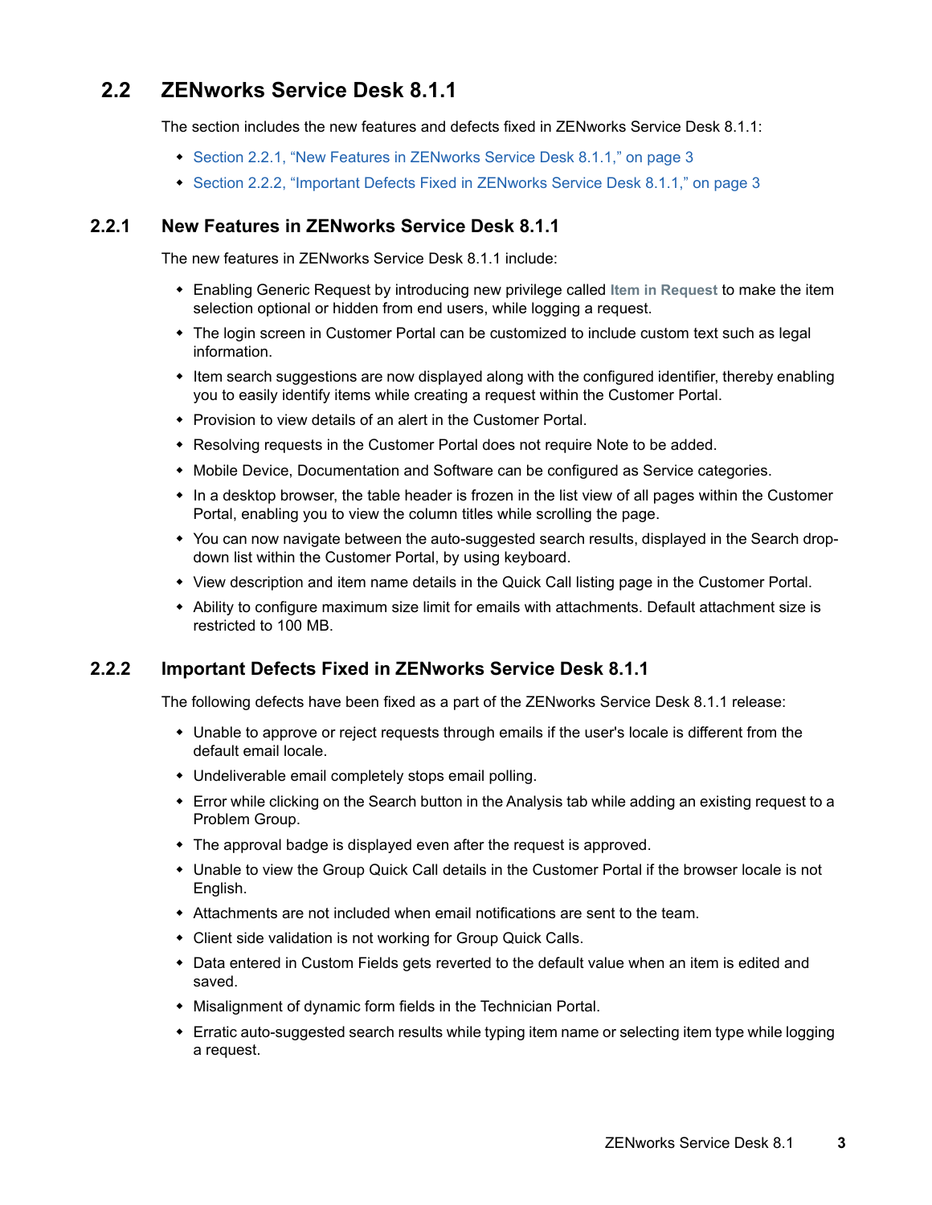## 2.2 ZENworks Service Desk 8.1.1

The section includes the new features and defects fixed in ZENworks Service Desk 8.1.1:

- Section 2.2.1, "New Features in ZENworks Service Desk 8.1.1," on page 3
- Section 2.2.2, "Important Defects Fixed in ZENworks Service Desk 8.1.1," on page 3

### 2.2.1 New Features in ZENworks Service Desk 8.1.1

The new features in ZENworks Service Desk 8.1.1 include:

- Enabling Generic Request by introducing new privilege called **Item in Request** to make the item selection optional or hidden from end users, while logging a request.
- The login screen in Customer Portal can be customized to include custom text such as legal information.
- Item search suggestions are now displayed along with the configured identifier, thereby enabling you to easily identify items while creating a request within the Customer Portal.
- Provision to view details of an alert in the Customer Portal.
- Resolving requests in the Customer Portal does not require Note to be added.
- Mobile Device, Documentation and Software can be configured as Service categories.
- In a desktop browser, the table header is frozen in the list view of all pages within the Customer Portal, enabling you to view the column titles while scrolling the page.
- You can now navigate between the auto-suggested search results, displayed in the Search drop-down list within the Customer Portal, by using keyboard.
- View description and item name details in the Quick Call listing page in the Customer Portal.
- Ability to configure maximum size limit for emails with attachments. Default attachment size is restricted to 100 MB.

### 2.2.2 Important Defects Fixed in ZENworks Service Desk 8.1.1

The following defects have been fixed as a part of the ZENworks Service Desk 8.1.1 release:

- Unable to approve or reject requests through emails if the user's locale is different from the default email locale.
- Undeliverable email completely stops email polling.
- Error while clicking on the Search button in the Analysis tab while adding an existing request to a Problem Group.
- The approval badge is displayed even after the request is approved.
- Unable to view the Group Quick Call details in the Customer Portal if the browser locale is not English.
- Attachments are not included when email notifications are sent to the team.
- Client side validation is not working for Group Quick Calls.
- Data entered in Custom Fields gets reverted to the default value when an item is edited and saved.
- Misalignment of dynamic form fields in the Technician Portal.
- Erratic auto-suggested search results while typing item name or selecting item type while logging a request.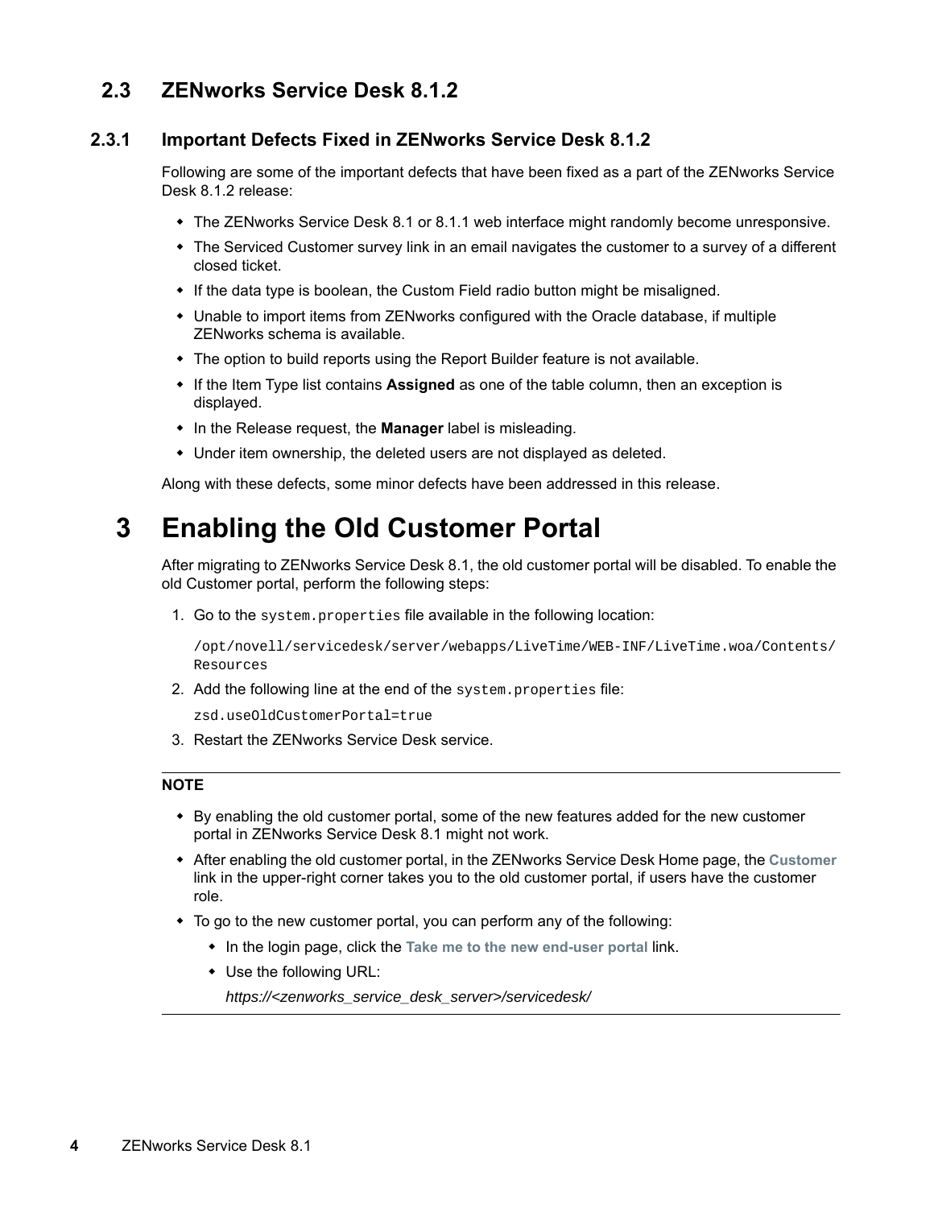## 2.3 ZENworks Service Desk 8.1.2

### 2.3.1 Important Defects Fixed in ZENworks Service Desk 8.1.2

Following are some of the important defects that have been fixed as a part of the ZENworks Service Desk 8.1.2 release:

- The ZENworks Service Desk 8.1 or 8.1.1 web interface might randomly become unresponsive.
- The Serviced Customer survey link in an email navigates the customer to a survey of a different closed ticket.
- If the data type is boolean, the Custom Field radio button might be misaligned.
- Unable to import items from ZENworks configured with the Oracle database, if multiple ZENworks schema is available.
- The option to build reports using the Report Builder feature is not available.
- If the Item Type list contains **Assigned** as one of the table column, then an exception is displayed.
- In the Release request, the **Manager** label is misleading.
- Under item ownership, the deleted users are not displayed as deleted.

Along with these defects, some minor defects have been addressed in this release.

# 3 Enabling the Old Customer Portal

After migrating to ZENworks Service Desk 8.1, the old customer portal will be disabled. To enable the old Customer portal, perform the following steps:

1. Go to the `system.properties` file available in the following location:

   ```
   /opt/novell/servicedesk/server/webapps/LiveTime/WEB-INF/LiveTime.woa/Contents/Resources
   ```

2. Add the following line at the end of the `system.properties` file:

   ```
   zsd.useOldCustomerPortal=true
   ```

3. Restart the ZENworks Service Desk service.

---

**NOTE**

- By enabling the old customer portal, some of the new features added for the new customer portal in ZENworks Service Desk 8.1 might not work.
- After enabling the old customer portal, in the ZENworks Service Desk Home page, the **Customer** link in the upper-right corner takes you to the old customer portal, if users have the customer role.
- To go to the new customer portal, you can perform any of the following:
  - In the login page, click the **Take me to the new end-user portal** link.
  - Use the following URL:

    *https://<zenworks_service_desk_server>/servicedesk/*

---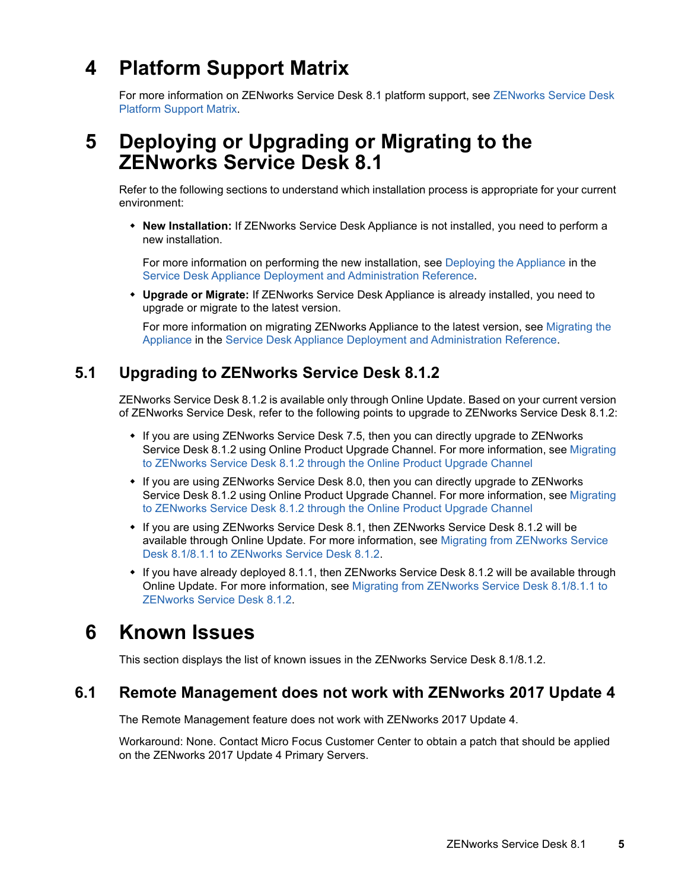# 4 Platform Support Matrix

For more information on ZENworks Service Desk 8.1 platform support, see ZENworks Service Desk Platform Support Matrix.

# 5 Deploying or Upgrading or Migrating to the ZENworks Service Desk 8.1

Refer to the following sections to understand which installation process is appropriate for your current environment:

- **New Installation:** If ZENworks Service Desk Appliance is not installed, you need to perform a new installation.

  For more information on performing the new installation, see Deploying the Appliance in the Service Desk Appliance Deployment and Administration Reference.

- **Upgrade or Migrate:** If ZENworks Service Desk Appliance is already installed, you need to upgrade or migrate to the latest version.

  For more information on migrating ZENworks Appliance to the latest version, see Migrating the Appliance in the Service Desk Appliance Deployment and Administration Reference.

## 5.1 Upgrading to ZENworks Service Desk 8.1.2

ZENworks Service Desk 8.1.2 is available only through Online Update. Based on your current version of ZENworks Service Desk, refer to the following points to upgrade to ZENworks Service Desk 8.1.2:

- If you are using ZENworks Service Desk 7.5, then you can directly upgrade to ZENworks Service Desk 8.1.2 using Online Product Upgrade Channel. For more information, see Migrating to ZENworks Service Desk 8.1.2 through the Online Product Upgrade Channel
- If you are using ZENworks Service Desk 8.0, then you can directly upgrade to ZENworks Service Desk 8.1.2 using Online Product Upgrade Channel. For more information, see Migrating to ZENworks Service Desk 8.1.2 through the Online Product Upgrade Channel
- If you are using ZENworks Service Desk 8.1, then ZENworks Service Desk 8.1.2 will be available through Online Update. For more information, see Migrating from ZENworks Service Desk 8.1/8.1.1 to ZENworks Service Desk 8.1.2.
- If you have already deployed 8.1.1, then ZENworks Service Desk 8.1.2 will be available through Online Update. For more information, see Migrating from ZENworks Service Desk 8.1/8.1.1 to ZENworks Service Desk 8.1.2.

# 6 Known Issues

This section displays the list of known issues in the ZENworks Service Desk 8.1/8.1.2.

## 6.1 Remote Management does not work with ZENworks 2017 Update 4

The Remote Management feature does not work with ZENworks 2017 Update 4.

Workaround: None. Contact Micro Focus Customer Center to obtain a patch that should be applied on the ZENworks 2017 Update 4 Primary Servers.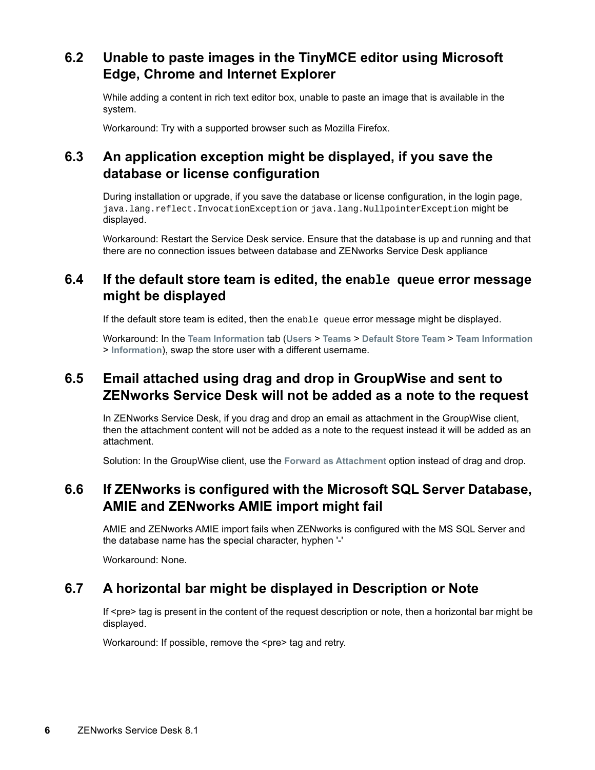## 6.2 Unable to paste images in the TinyMCE editor using Microsoft Edge, Chrome and Internet Explorer

While adding a content in rich text editor box, unable to paste an image that is available in the system.

Workaround: Try with a supported browser such as Mozilla Firefox.

## 6.3 An application exception might be displayed, if you save the database or license configuration

During installation or upgrade, if you save the database or license configuration, in the login page, `java.lang.reflect.InvocationException` or `java.lang.NullpointerException` might be displayed.

Workaround: Restart the Service Desk service. Ensure that the database is up and running and that there are no connection issues between database and ZENworks Service Desk appliance

## 6.4 If the default store team is edited, the `enable queue` error message might be displayed

If the default store team is edited, then the `enable queue` error message might be displayed.

Workaround: In the **Team Information** tab (**Users** > **Teams** > **Default Store Team** > **Team Information** > **Information**), swap the store user with a different username.

## 6.5 Email attached using drag and drop in GroupWise and sent to ZENworks Service Desk will not be added as a note to the request

In ZENworks Service Desk, if you drag and drop an email as attachment in the GroupWise client, then the attachment content will not be added as a note to the request instead it will be added as an attachment.

Solution: In the GroupWise client, use the **Forward as Attachment** option instead of drag and drop.

## 6.6 If ZENworks is configured with the Microsoft SQL Server Database, AMIE and ZENworks AMIE import might fail

AMIE and ZENworks AMIE import fails when ZENworks is configured with the MS SQL Server and the database name has the special character, hyphen '-'

Workaround: None.

## 6.7 A horizontal bar might be displayed in Description or Note

If <pre> tag is present in the content of the request description or note, then a horizontal bar might be displayed.

Workaround: If possible, remove the <pre> tag and retry.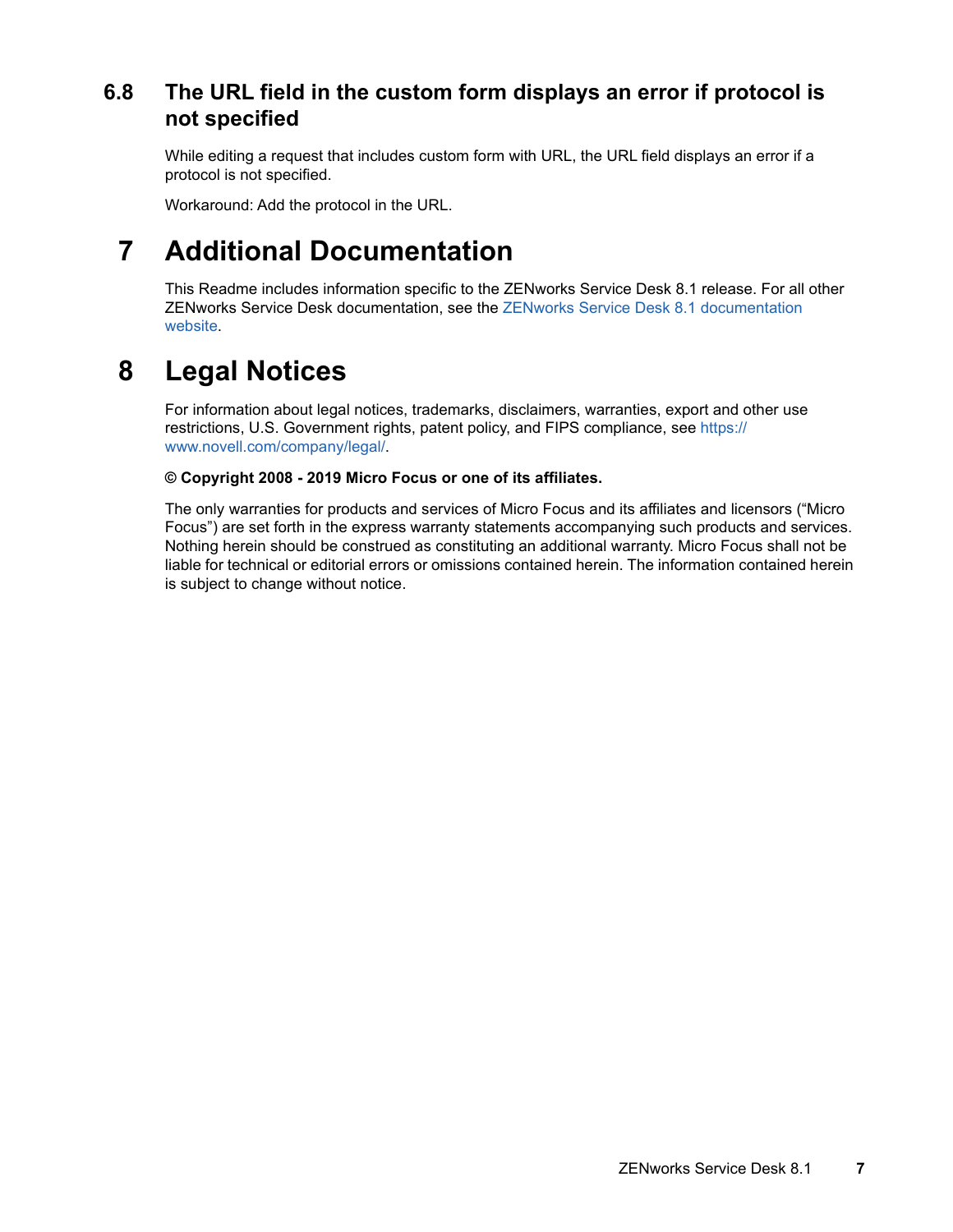## 6.8 The URL field in the custom form displays an error if protocol is not specified

While editing a request that includes custom form with URL, the URL field displays an error if a protocol is not specified.

Workaround: Add the protocol in the URL.

# 7 Additional Documentation

This Readme includes information specific to the ZENworks Service Desk 8.1 release. For all other ZENworks Service Desk documentation, see the ZENworks Service Desk 8.1 documentation website.

# 8 Legal Notices

For information about legal notices, trademarks, disclaimers, warranties, export and other use restrictions, U.S. Government rights, patent policy, and FIPS compliance, see https://www.novell.com/company/legal/.

**© Copyright 2008 - 2019 Micro Focus or one of its affiliates.**

The only warranties for products and services of Micro Focus and its affiliates and licensors ("Micro Focus") are set forth in the express warranty statements accompanying such products and services. Nothing herein should be construed as constituting an additional warranty. Micro Focus shall not be liable for technical or editorial errors or omissions contained herein. The information contained herein is subject to change without notice.